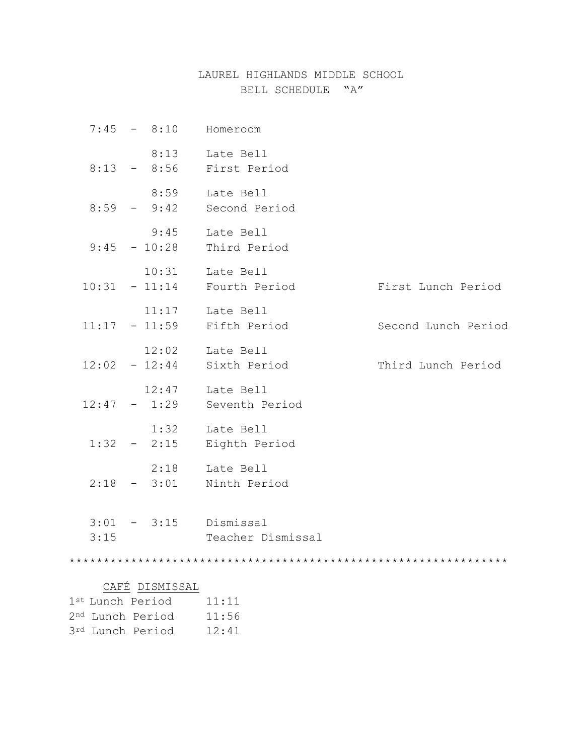# LAUREL HIGHLANDS MIDDLE SCHOOL
## BELL SCHEDULE "A"

| Time | Event | Lunch |
| --- | --- | --- |
| 7:45 - 8:10 | Homeroom | |
| 8:13 | Late Bell | |
| 8:13 - 8:56 | First Period | |
| 8:59 | Late Bell | |
| 8:59 - 9:42 | Second Period | |
| 9:45 | Late Bell | |
| 9:45 - 10:28 | Third Period | |
| 10:31 | Late Bell | |
| 10:31 - 11:14 | Fourth Period | First Lunch Period |
| 11:17 | Late Bell | |
| 11:17 - 11:59 | Fifth Period | Second Lunch Period |
| 12:02 | Late Bell | |
| 12:02 - 12:44 | Sixth Period | Third Lunch Period |
| 12:47 | Late Bell | |
| 12:47 - 1:29 | Seventh Period | |
| 1:32 | Late Bell | |
| 1:32 - 2:15 | Eighth Period | |
| 2:18 | Late Bell | |
| 2:18 - 3:01 | Ninth Period | |
| 3:01 - 3:15 | Dismissal | |
| 3:15 | Teacher Dismissal | |

*************************************************************

**CAFÉ DISMISSAL**

| Lunch Period | Time |
| --- | --- |
| 1st Lunch Period | 11:11 |
| 2nd Lunch Period | 11:56 |
| 3rd Lunch Period | 12:41 |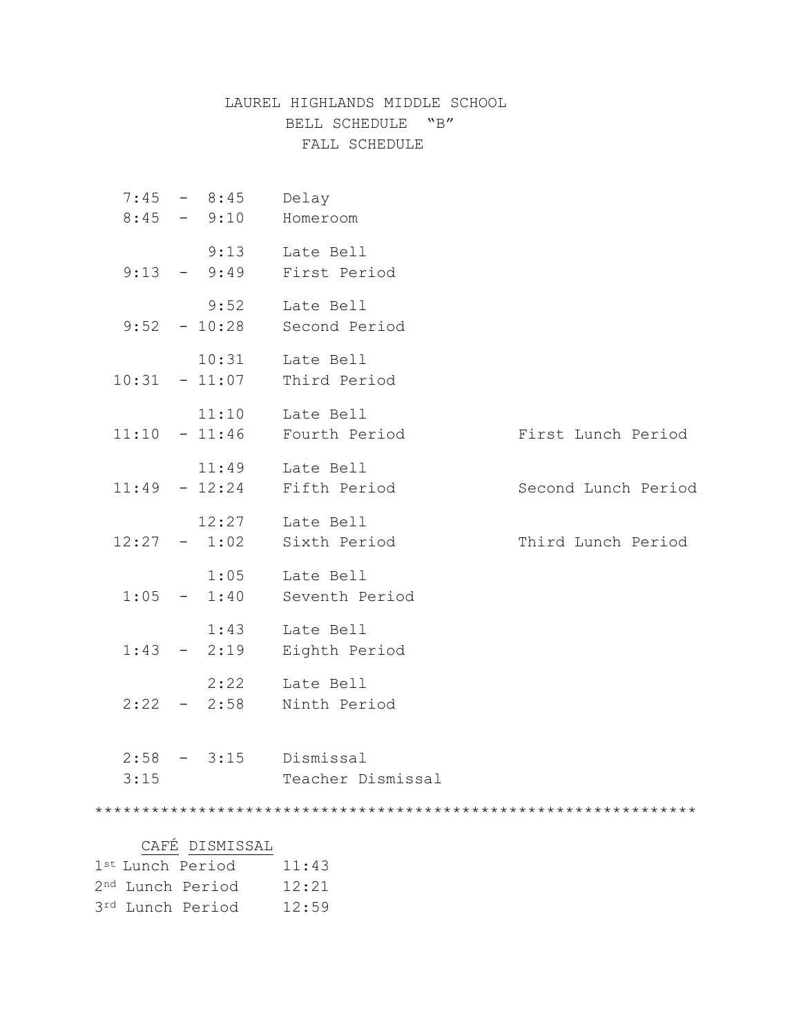# LAUREL HIGHLANDS MIDDLE SCHOOL
## BELL SCHEDULE "B"
## FALL SCHEDULE

| Time | Event | |
|---|---|---|
| 7:45 - 8:45 | Delay | |
| 8:45 - 9:10 | Homeroom | |
| 9:13 | Late Bell | |
| 9:13 - 9:49 | First Period | |
| 9:52 | Late Bell | |
| 9:52 - 10:28 | Second Period | |
| 10:31 | Late Bell | |
| 10:31 - 11:07 | Third Period | |
| 11:10 | Late Bell | |
| 11:10 - 11:46 | Fourth Period | First Lunch Period |
| 11:49 | Late Bell | |
| 11:49 - 12:24 | Fifth Period | Second Lunch Period |
| 12:27 | Late Bell | |
| 12:27 - 1:02 | Sixth Period | Third Lunch Period |
| 1:05 | Late Bell | |
| 1:05 - 1:40 | Seventh Period | |
| 1:43 | Late Bell | |
| 1:43 - 2:19 | Eighth Period | |
| 2:22 | Late Bell | |
| 2:22 - 2:58 | Ninth Period | |
| 2:58 - 3:15 | Dismissal | |
| 3:15 | Teacher Dismissal | |

************************************************************

**CAFÉ DISMISSAL**

| Lunch | Time |
|---|---|
| 1st Lunch Period | 11:43 |
| 2nd Lunch Period | 12:21 |
| 3rd Lunch Period | 12:59 |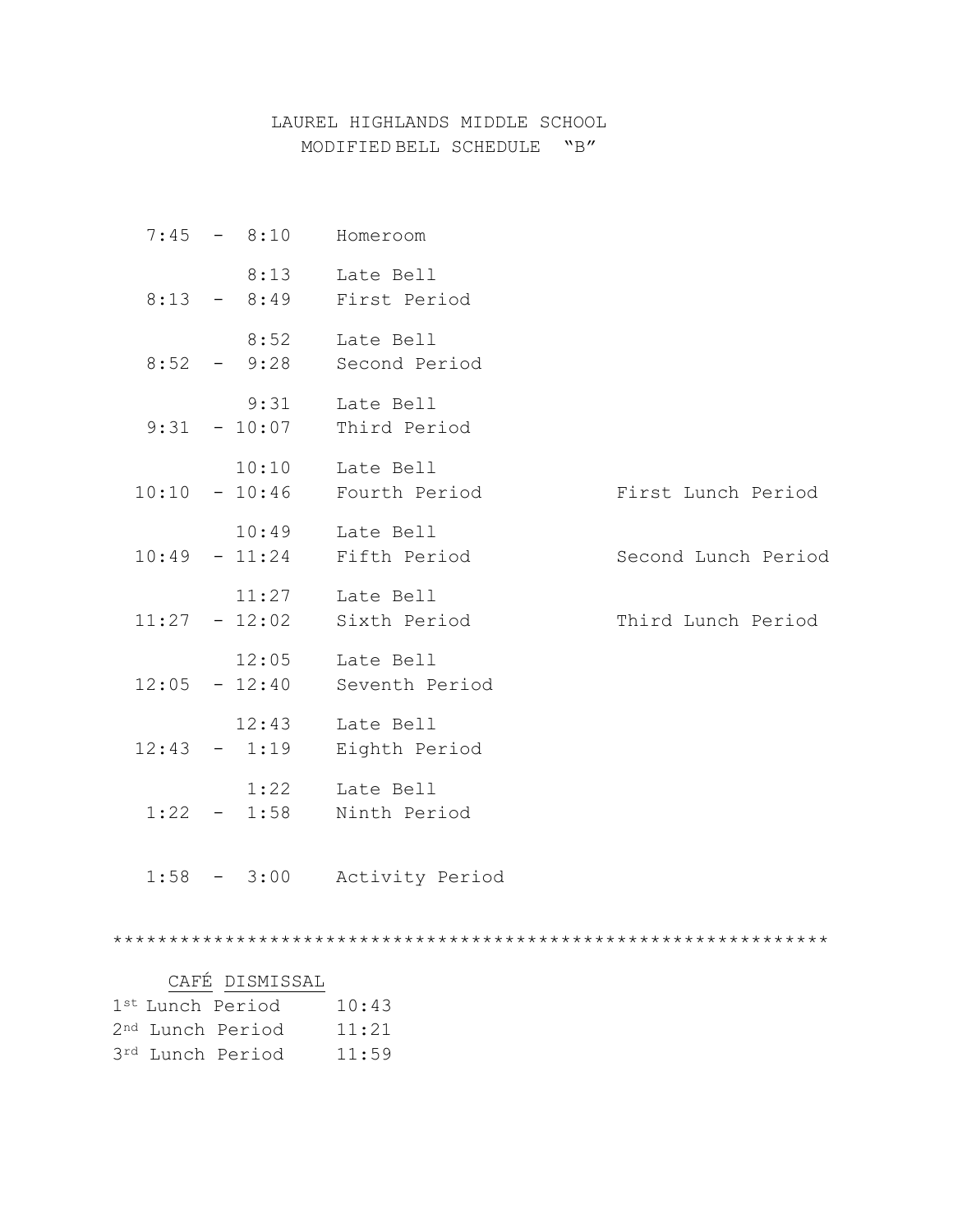# LAUREL HIGHLANDS MIDDLE SCHOOL
## MODIFIED BELL SCHEDULE "B"

| Time | Period | Lunch |
|---|---|---|
| 7:45 - 8:10 | Homeroom | |
| 8:13 | Late Bell | |
| 8:13 - 8:49 | First Period | |
| 8:52 | Late Bell | |
| 8:52 - 9:28 | Second Period | |
| 9:31 | Late Bell | |
| 9:31 - 10:07 | Third Period | |
| 10:10 | Late Bell | |
| 10:10 - 10:46 | Fourth Period | First Lunch Period |
| 10:49 | Late Bell | |
| 10:49 - 11:24 | Fifth Period | Second Lunch Period |
| 11:27 | Late Bell | |
| 11:27 - 12:02 | Sixth Period | Third Lunch Period |
| 12:05 | Late Bell | |
| 12:05 - 12:40 | Seventh Period | |
| 12:43 | Late Bell | |
| 12:43 - 1:19 | Eighth Period | |
| 1:22 | Late Bell | |
| 1:22 - 1:58 | Ninth Period | |
| 1:58 - 3:00 | Activity Period | |

************************************************************

**CAFÉ DISMISSAL**

| Lunch Period | Dismissal |
|---|---|
| 1st Lunch Period | 10:43 |
| 2nd Lunch Period | 11:21 |
| 3rd Lunch Period | 11:59 |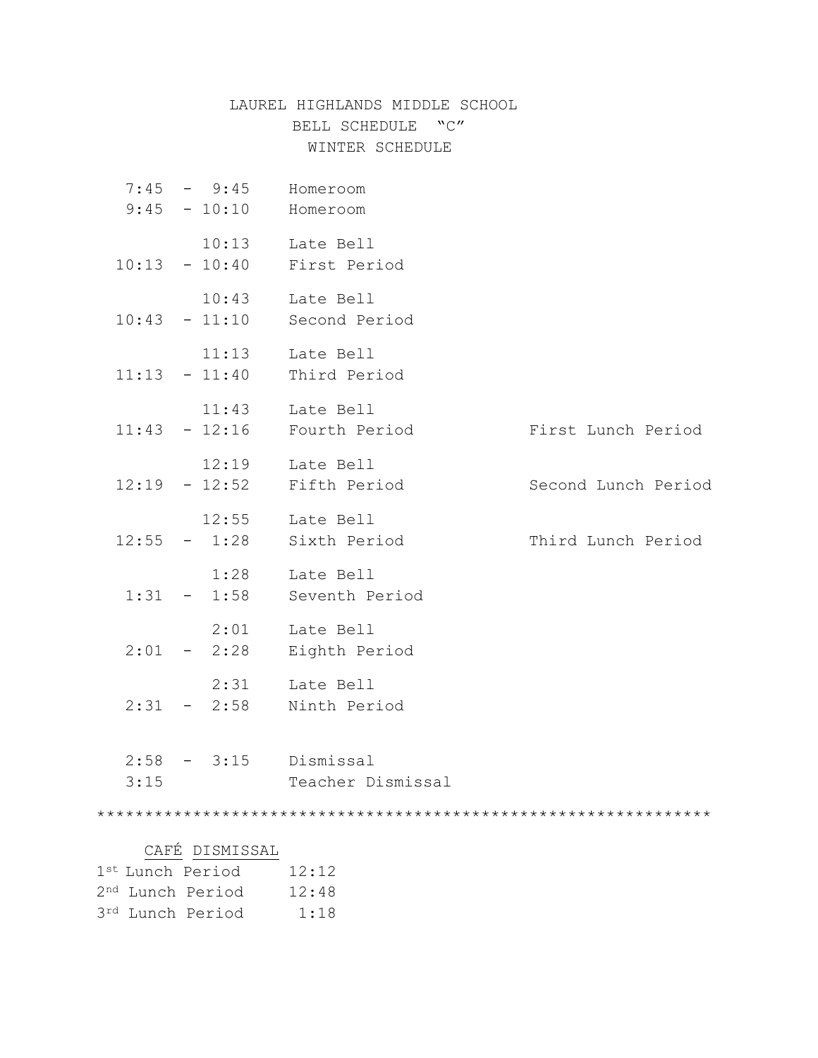# LAUREL HIGHLANDS MIDDLE SCHOOL
## BELL SCHEDULE "C"
## WINTER SCHEDULE

| Time | Period | Lunch |
|---|---|---|
| 7:45 - 9:45 | Homeroom | |
| 9:45 - 10:10 | Homeroom | |
| 10:13 | Late Bell | |
| 10:13 - 10:40 | First Period | |
| 10:43 | Late Bell | |
| 10:43 - 11:10 | Second Period | |
| 11:13 | Late Bell | |
| 11:13 - 11:40 | Third Period | |
| 11:43 | Late Bell | |
| 11:43 - 12:16 | Fourth Period | First Lunch Period |
| 12:19 | Late Bell | |
| 12:19 - 12:52 | Fifth Period | Second Lunch Period |
| 12:55 | Late Bell | |
| 12:55 - 1:28 | Sixth Period | Third Lunch Period |
| 1:28 | Late Bell | |
| 1:31 - 1:58 | Seventh Period | |
| 2:01 | Late Bell | |
| 2:01 - 2:28 | Eighth Period | |
| 2:31 | Late Bell | |
| 2:31 - 2:58 | Ninth Period | |
| 2:58 - 3:15 | Dismissal | |
| 3:15 | Teacher Dismissal | |

************************************************************

**CAFÉ DISMISSAL**

| Lunch Period | Time |
|---|---|
| 1st Lunch Period | 12:12 |
| 2nd Lunch Period | 12:48 |
| 3rd Lunch Period | 1:18 |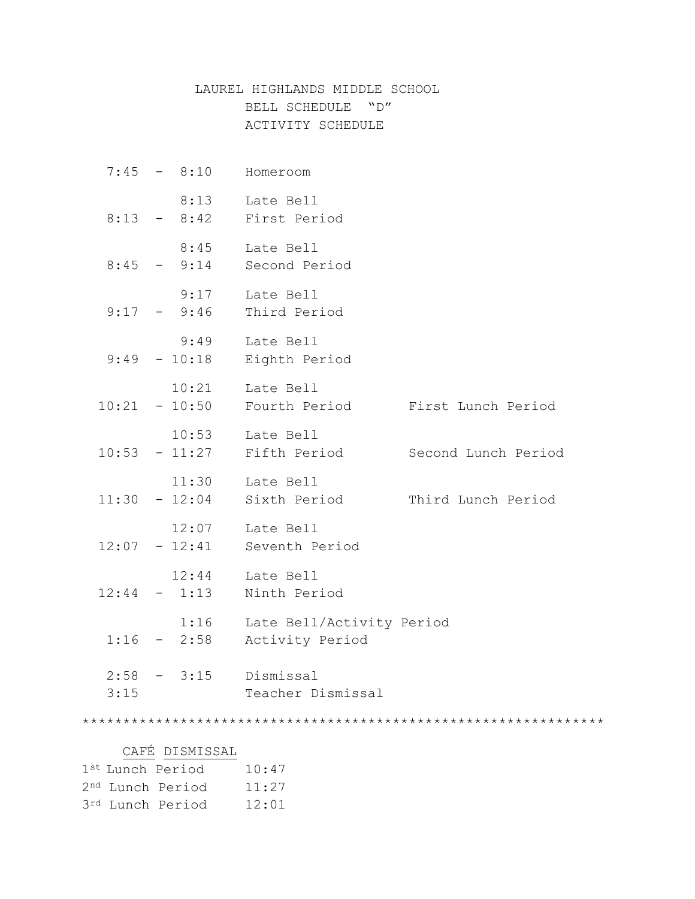# LAUREL HIGHLANDS MIDDLE SCHOOL
## BELL SCHEDULE "D"
## ACTIVITY SCHEDULE

| | | |
|---|---|---|
| 7:45 - 8:10 | Homeroom | |
| 8:13 | Late Bell | |
| 8:13 - 8:42 | First Period | |
| 8:45 | Late Bell | |
| 8:45 - 9:14 | Second Period | |
| 9:17 | Late Bell | |
| 9:17 - 9:46 | Third Period | |
| 9:49 | Late Bell | |
| 9:49 - 10:18 | Eighth Period | |
| 10:21 | Late Bell | |
| 10:21 - 10:50 | Fourth Period | First Lunch Period |
| 10:53 | Late Bell | |
| 10:53 - 11:27 | Fifth Period | Second Lunch Period |
| 11:30 | Late Bell | |
| 11:30 - 12:04 | Sixth Period | Third Lunch Period |
| 12:07 | Late Bell | |
| 12:07 - 12:41 | Seventh Period | |
| 12:44 | Late Bell | |
| 12:44 - 1:13 | Ninth Period | |
| 1:16 | Late Bell/Activity Period | |
| 1:16 - 2:58 | Activity Period | |
| 2:58 - 3:15 | Dismissal | |
| 3:15 | Teacher Dismissal | |

************************************************************

<u>CAFÉ DISMISSAL</u>

| | |
|---|---|
| 1st Lunch Period | 10:47 |
| 2nd Lunch Period | 11:27 |
| 3rd Lunch Period | 12:01 |